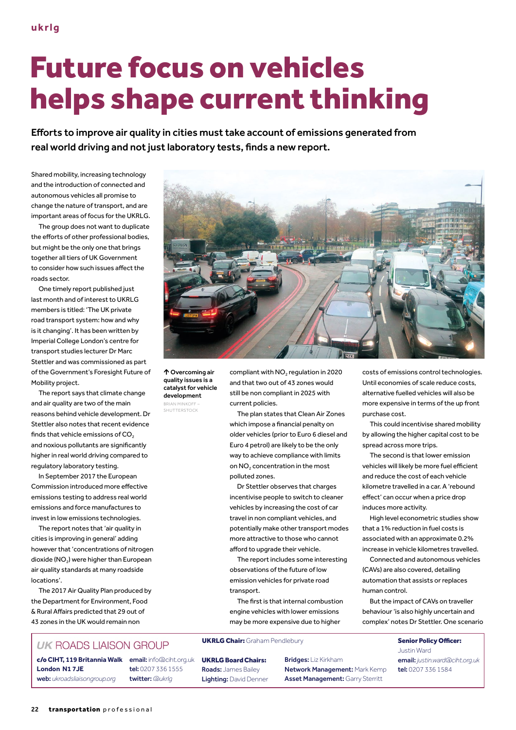# Future focus on vehicles helps shape current thinking

**Efforts to improve air quality in cities must take account of emissions generated from real world driving and not just laboratory tests, finds a new report.**

Shared mobility, increasing technology and the introduction of connected and autonomous vehicles all promise to change the nature of transport, and are important areas of focus for the UKRLG.

The group does not want to duplicate the efforts of other professional bodies, but might be the only one that brings together all tiers of UK Government to consider how such issues affect the roads sector.

One timely report published just last month and of interest to UKRLG members is titled: 'The UK private road transport system: how and why is it changing'. It has been written by Imperial College London's centre for transport studies lecturer Dr Marc Stettler and was commissioned as part of the Government's Foresight Future of Mobility project.

The report says that climate change and air quality are two of the main reasons behind vehicle development. Dr Stettler also notes that recent evidence finds that vehicle emissions of $CO_2$ and noxious pollutants are significantly higher in real world driving compared to regulatory laboratory testing.

In September 2017 the European Commission introduced more effective emissions testing to address real world emissions and force manufactures to invest in low emissions technologies.

The report notes that 'air quality in cities is improving in general' adding however that 'concentrations of nitrogen dioxide ($NO_2$) were higher than European air quality standards at many roadside locations'.

The 2017 Air Quality Plan produced by the Department for Environment, Food & Rural Affairs predicted that 29 out of 43 zones in the UK would remain non compliant with $NO_2$ regulation in 2020 and that two out of 43 zones would still be non compliant in 2025 with current policies.

The plan states that Clean Air Zones which impose a financial penalty on older vehicles (prior to Euro 6 diesel and Euro 4 petrol) are likely to be the only way to achieve compliance with limits on $NO_2$ concentration in the most polluted zones.

Dr Stettler observes that charges incentivise people to switch to cleaner vehicles by increasing the cost of car travel in non compliant vehicles, and potentially make other transport modes more attractive to those who cannot afford to upgrade their vehicle.

The report includes some interesting observations of the future of low emission vehicles for private road transport.

The first is that internal combustion engine vehicles with lower emissions may be more expensive due to higher costs of emissions control technologies. Until economies of scale reduce costs, alternative fuelled vehicles will also be more expensive in terms of the up front purchase cost.

This could incentivise shared mobility by allowing the higher capital cost to be spread across more trips.

The second is that lower emission vehicles will likely be more fuel efficient and reduce the cost of each vehicle kilometre travelled in a car. A 'rebound effect' can occur when a price drop induces more activity.

High level econometric studies show that a 1% reduction in fuel costs is associated with an approximate 0.2% increase in vehicle kilometres travelled.

Connected and autonomous vehicles (CAVs) are also covered, detailing automation that assists or replaces human control.

But the impact of CAVs on traveller behaviour 'is also highly uncertain and complex' notes Dr Stettler. One scenario

↑ **Overcoming air quality issues is a catalyst for vehicle development**
BRIAN MINKOFF – SHUTTERSTOCK

---

*UK* ROADS LIAISON GROUP

**c/o CIHT, 119 Britannia Walk London N1 7JE**
**web:** *ukroadsliaisongroup.org*
**email:** info@ciht.org.uk
**tel:** 0207 336 1555
**twitter:** *@ukrlg*

**UKRLG Chair:** Graham Pendlebury

**UKRLG Board Chairs:**
**Roads:** James Bailey
**Lighting:** David Denner
**Bridges:** Liz Kirkham
**Network Management:** Mark Kemp
**Asset Management:** Garry Sterritt

**Senior Policy Officer:** Justin Ward
**email:** *justin.ward@ciht.org.uk*
**tel:** 0207 336 1584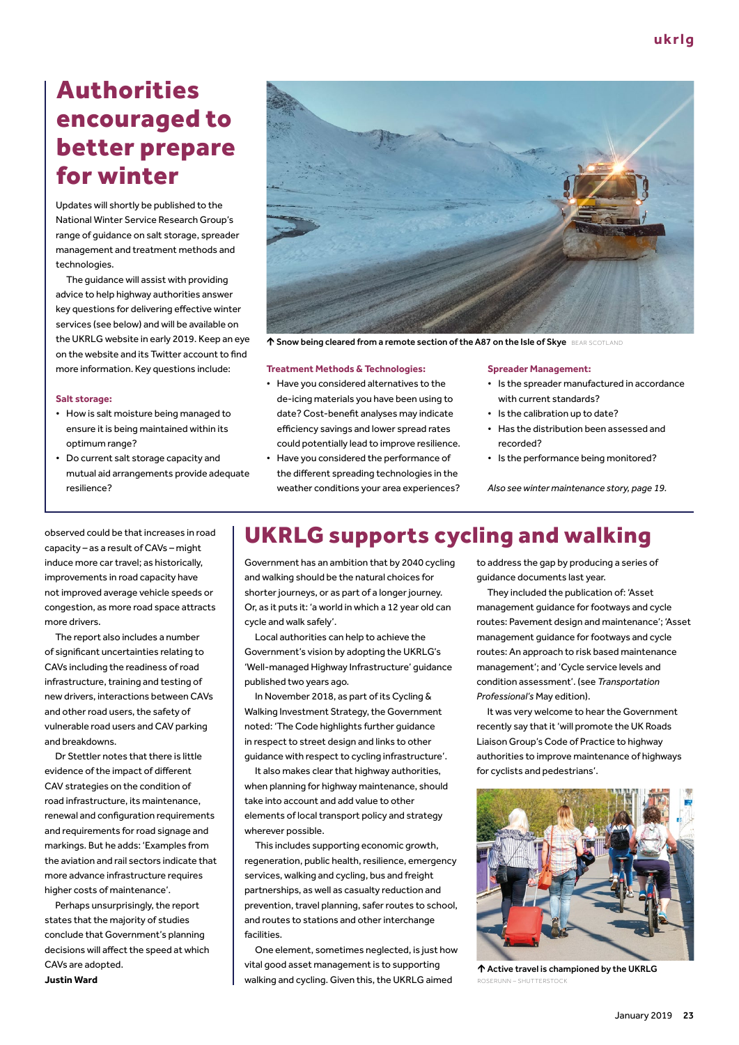# Authorities encouraged to better prepare for winter

Updates will shortly be published to the National Winter Service Research Group's range of guidance on salt storage, spreader management and treatment methods and technologies.

The guidance will assist with providing advice to help highway authorities answer key questions for delivering effective winter services (see below) and will be available on the UKRLG website in early 2019. Keep an eye on the website and its Twitter account to find more information. Key questions include:

**Salt storage:**

- How is salt moisture being managed to ensure it is being maintained within its optimum range?
- Do current salt storage capacity and mutual aid arrangements provide adequate resilience?

**Treatment Methods & Technologies:**

- Have you considered alternatives to the de-icing materials you have been using to date? Cost-benefit analyses may indicate efficiency savings and lower spread rates could potentially lead to improve resilience.
- Have you considered the performance of the different spreading technologies in the weather conditions your area experiences?

**Spreader Management:**

- Is the spreader manufactured in accordance with current standards?
- Is the calibration up to date?
- Has the distribution been assessed and recorded?
- Is the performance being monitored?

*Also see winter maintenance story, page 19.*

↑ Snow being cleared from a remote section of the A87 on the Isle of Skye BEAR SCOTLAND

observed could be that increases in road capacity – as a result of CAVs – might induce more car travel; as historically, improvements in road capacity have not improved average vehicle speeds or congestion, as more road space attracts more drivers.

The report also includes a number of significant uncertainties relating to CAVs including the readiness of road infrastructure, training and testing of new drivers, interactions between CAVs and other road users, the safety of vulnerable road users and CAV parking and breakdowns.

Dr Stettler notes that there is little evidence of the impact of different CAV strategies on the condition of road infrastructure, its maintenance, renewal and configuration requirements and requirements for road signage and markings. But he adds: 'Examples from the aviation and rail sectors indicate that more advance infrastructure requires higher costs of maintenance'.

Perhaps unsurprisingly, the report states that the majority of studies conclude that Government's planning decisions will affect the speed at which CAVs are adopted.

**Justin Ward**

# UKRLG supports cycling and walking

Government has an ambition that by 2040 cycling and walking should be the natural choices for shorter journeys, or as part of a longer journey. Or, as it puts it: 'a world in which a 12 year old can cycle and walk safely'.

Local authorities can help to achieve the Government's vision by adopting the UKRLG's 'Well-managed Highway Infrastructure' guidance published two years ago.

In November 2018, as part of its Cycling & Walking Investment Strategy, the Government noted: 'The Code highlights further guidance in respect to street design and links to other guidance with respect to cycling infrastructure'.

It also makes clear that highway authorities, when planning for highway maintenance, should take into account and add value to other elements of local transport policy and strategy wherever possible.

This includes supporting economic growth, regeneration, public health, resilience, emergency services, walking and cycling, bus and freight partnerships, as well as casualty reduction and prevention, travel planning, safer routes to school, and routes to stations and other interchange facilities.

One element, sometimes neglected, is just how vital good asset management is to supporting walking and cycling. Given this, the UKRLG aimed to address the gap by producing a series of guidance documents last year.

They included the publication of: 'Asset management guidance for footways and cycle routes: Pavement design and maintenance'; 'Asset management guidance for footways and cycle routes: An approach to risk based maintenance management'; and 'Cycle service levels and condition assessment'. (see *Transportation Professional's* May edition).

It was very welcome to hear the Government recently say that it 'will promote the UK Roads Liaison Group's Code of Practice to highway authorities to improve maintenance of highways for cyclists and pedestrians'.

↑ Active travel is championed by the UKRLG ROSERUNN – SHUTTERSTOCK